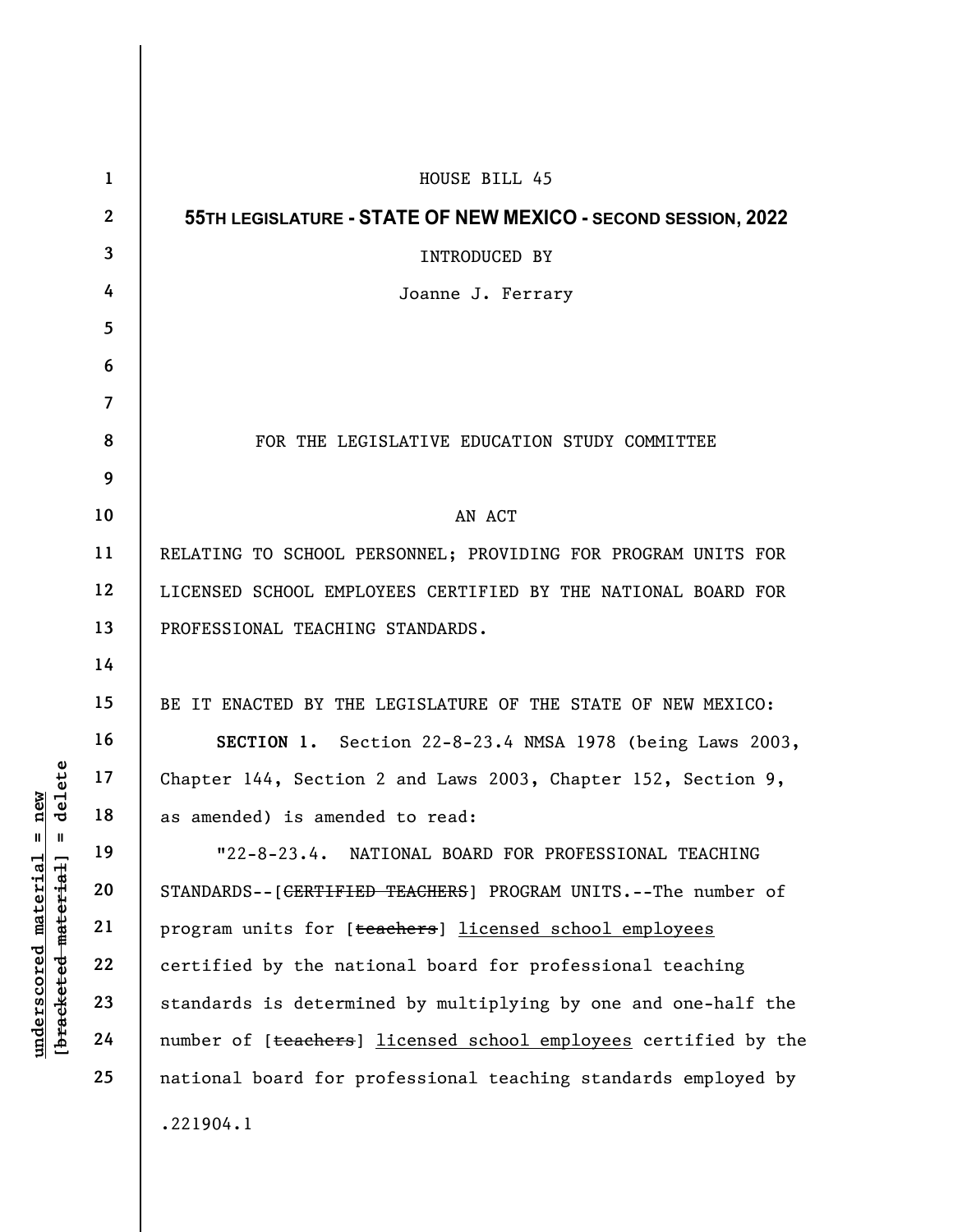HOUSE BILL 45

**55TH LEGISLATURE - STATE OF NEW MEXICO - SECOND SESSION, 2022**

INTRODUCED BY

Joanne J. Ferrary

FOR THE LEGISLATIVE EDUCATION STUDY COMMITTEE

AN ACT

RELATING TO SCHOOL PERSONNEL; PROVIDING FOR PROGRAM UNITS FOR LICENSED SCHOOL EMPLOYEES CERTIFIED BY THE NATIONAL BOARD FOR PROFESSIONAL TEACHING STANDARDS.

BE IT ENACTED BY THE LEGISLATURE OF THE STATE OF NEW MEXICO:

**SECTION 1.** Section 22-8-23.4 NMSA 1978 (being Laws 2003, Chapter 144, Section 2 and Laws 2003, Chapter 152, Section 9, as amended) is amended to read:

"22-8-23.4. NATIONAL BOARD FOR PROFESSIONAL TEACHING STANDARDS--[~~CERTIFIED TEACHERS~~] PROGRAM UNITS.--The number of program units for [~~teachers~~] <u>licensed school employees</u> certified by the national board for professional teaching standards is determined by multiplying by one and one-half the number of [~~teachers~~] <u>licensed school employees</u> certified by the national board for professional teaching standards employed by

.221904.1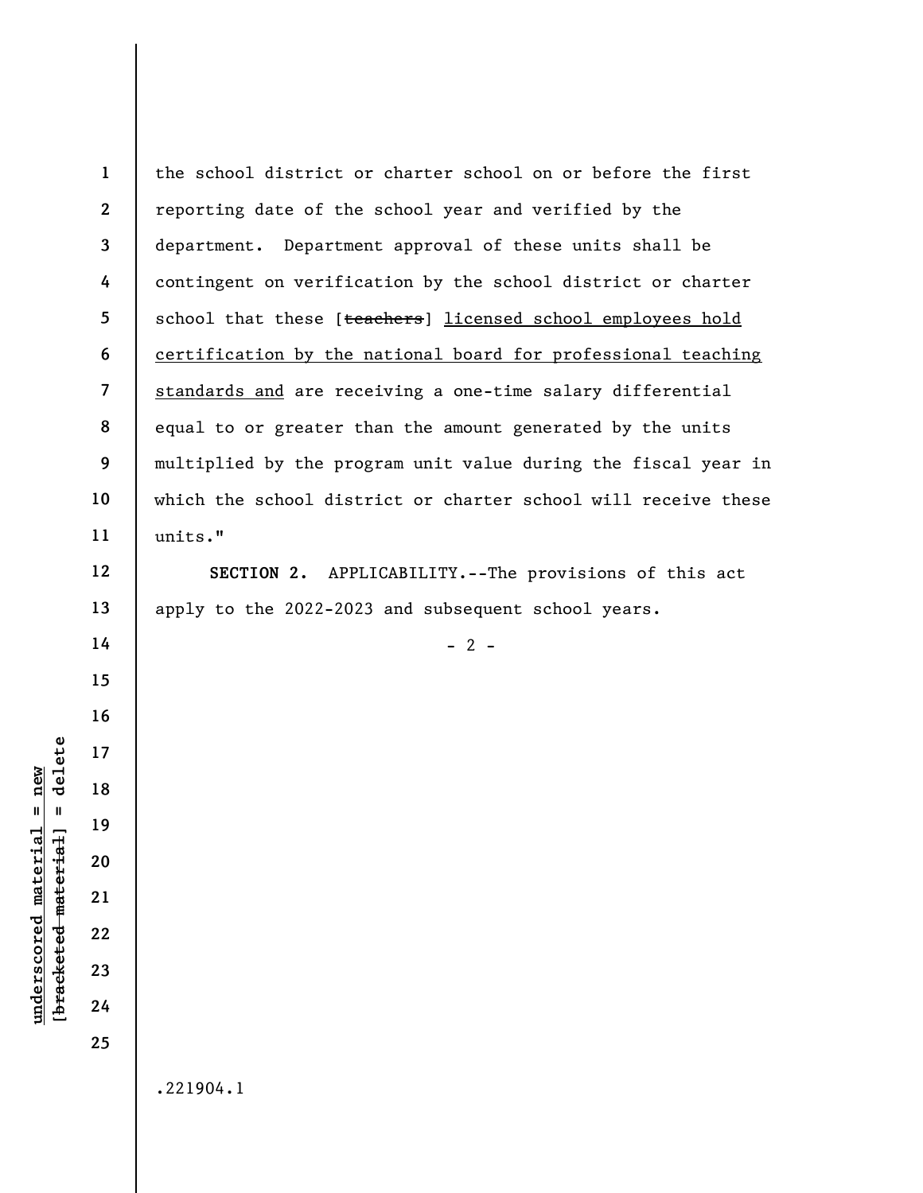the school district or charter school on or before the first reporting date of the school year and verified by the department. Department approval of these units shall be contingent on verification by the school district or charter school that these [~~teachers~~] <u>licensed school employees hold certification by the national board for professional teaching standards and</u> are receiving a one-time salary differential equal to or greater than the amount generated by the units multiplied by the program unit value during the fiscal year in which the school district or charter school will receive these units."

**SECTION 2.** APPLICABILITY.--The provisions of this act apply to the 2022-2023 and subsequent school years.

.221904.1